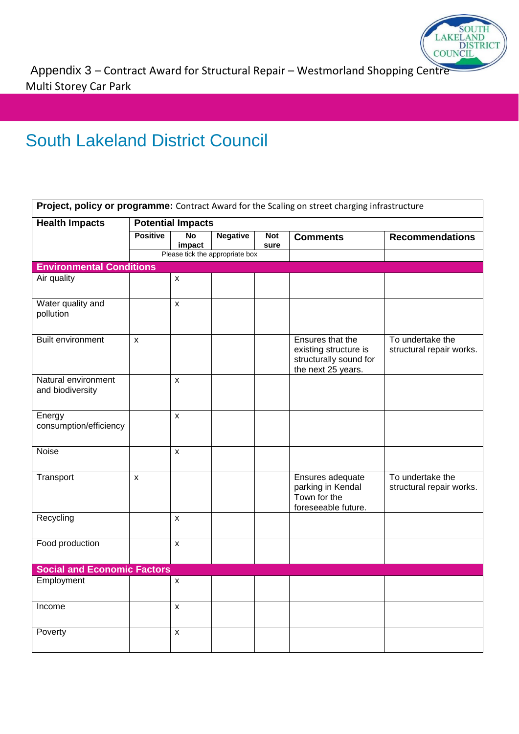Appendix 3 – Contract Award for Structural Repair – Westmorland Shopping Centre Multi Storey Car Park

# South Lakeland District Council

| **Project, policy or programme:** Contract Award for the Scaling on street charging infrastructure | | | | | | |
|---|---|---|---|---|---|---|
| **Health Impacts** | **Potential Impacts** | | | | | |
| | **Positive** | **No impact** | **Negative** | **Not sure** | **Comments** | **Recommendations** |
| | Please tick the appropriate box | | | | | |
| **Environmental Conditions** | | | | | | |
| Air quality | | x | | | | |
| Water quality and pollution | | x | | | | |
| Built environment | x | | | | Ensures that the existing structure is structurally sound for the next 25 years. | To undertake the structural repair works. |
| Natural environment and biodiversity | | x | | | | |
| Energy consumption/efficiency | | x | | | | |
| Noise | | x | | | | |
| Transport | x | | | | Ensures adequate parking in Kendal Town for the foreseeable future. | To undertake the structural repair works. |
| Recycling | | x | | | | |
| Food production | | x | | | | |
| **Social and Economic Factors** | | | | | | |
| Employment | | x | | | | |
| Income | | x | | | | |
| Poverty | | x | | | | |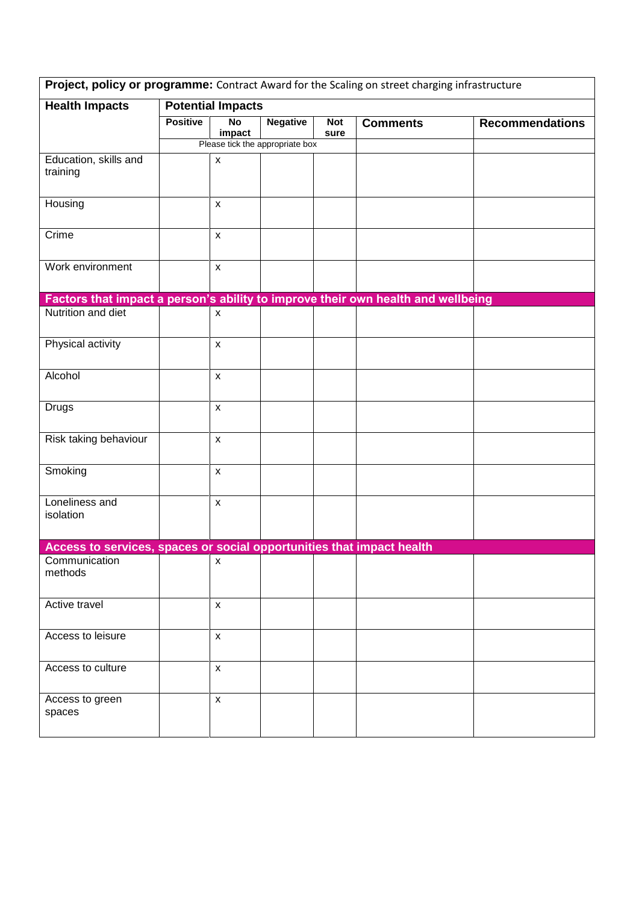| **Project, policy or programme:** Contract Award for the Scaling on street charging infrastructure | | | | | | |
|---|---|---|---|---|---|---|
| **Health Impacts** | **Potential Impacts** | | | | | |
| | **Positive** | **No impact** | **Negative** | **Not sure** | **Comments** | **Recommendations** |
| | Please tick the appropriate box | | | | | |
| Education, skills and training | | x | | | | |
| Housing | | x | | | | |
| Crime | | x | | | | |
| Work environment | | x | | | | |
| **Factors that impact a person's ability to improve their own health and wellbeing** | | | | | | |
| Nutrition and diet | | x | | | | |
| Physical activity | | x | | | | |
| Alcohol | | x | | | | |
| Drugs | | x | | | | |
| Risk taking behaviour | | x | | | | |
| Smoking | | x | | | | |
| Loneliness and isolation | | x | | | | |
| **Access to services, spaces or social opportunities that impact health** | | | | | | |
| Communication methods | | x | | | | |
| Active travel | | x | | | | |
| Access to leisure | | x | | | | |
| Access to culture | | x | | | | |
| Access to green spaces | | x | | | | |